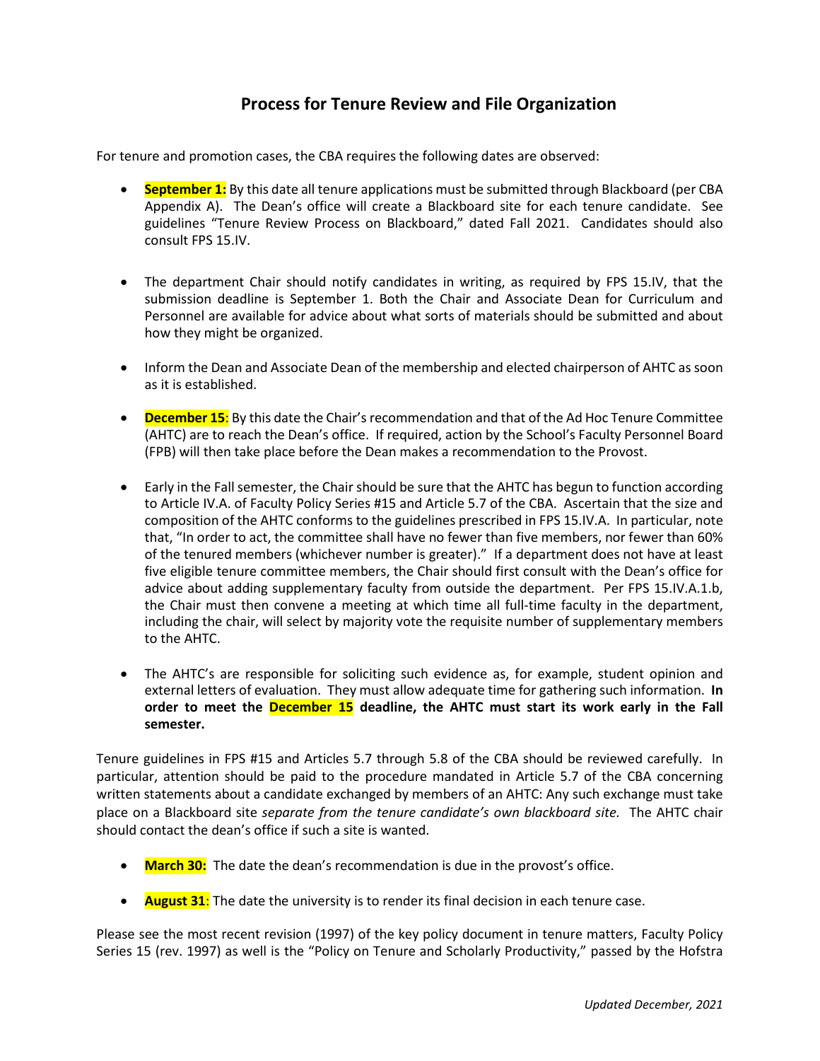# Process for Tenure Review and File Organization

For tenure and promotion cases, the CBA requires the following dates are observed:

- **September 1:** By this date all tenure applications must be submitted through Blackboard (per CBA Appendix A). The Dean's office will create a Blackboard site for each tenure candidate. See guidelines "Tenure Review Process on Blackboard," dated Fall 2021. Candidates should also consult FPS 15.IV.

- The department Chair should notify candidates in writing, as required by FPS 15.IV, that the submission deadline is September 1. Both the Chair and Associate Dean for Curriculum and Personnel are available for advice about what sorts of materials should be submitted and about how they might be organized.

- Inform the Dean and Associate Dean of the membership and elected chairperson of AHTC as soon as it is established.

- **December 15**: By this date the Chair's recommendation and that of the Ad Hoc Tenure Committee (AHTC) are to reach the Dean's office. If required, action by the School's Faculty Personnel Board (FPB) will then take place before the Dean makes a recommendation to the Provost.

- Early in the Fall semester, the Chair should be sure that the AHTC has begun to function according to Article IV.A. of Faculty Policy Series #15 and Article 5.7 of the CBA. Ascertain that the size and composition of the AHTC conforms to the guidelines prescribed in FPS 15.IV.A. In particular, note that, "In order to act, the committee shall have no fewer than five members, nor fewer than 60% of the tenured members (whichever number is greater)." If a department does not have at least five eligible tenure committee members, the Chair should first consult with the Dean's office for advice about adding supplementary faculty from outside the department. Per FPS 15.IV.A.1.b, the Chair must then convene a meeting at which time all full-time faculty in the department, including the chair, will select by majority vote the requisite number of supplementary members to the AHTC.

- The AHTC's are responsible for soliciting such evidence as, for example, student opinion and external letters of evaluation. They must allow adequate time for gathering such information. **In order to meet the December 15 deadline, the AHTC must start its work early in the Fall semester.**

Tenure guidelines in FPS #15 and Articles 5.7 through 5.8 of the CBA should be reviewed carefully. In particular, attention should be paid to the procedure mandated in Article 5.7 of the CBA concerning written statements about a candidate exchanged by members of an AHTC: Any such exchange must take place on a Blackboard site *separate from the tenure candidate's own blackboard site.* The AHTC chair should contact the dean's office if such a site is wanted.

- **March 30:** The date the dean's recommendation is due in the provost's office.

- **August 31**: The date the university is to render its final decision in each tenure case.

Please see the most recent revision (1997) of the key policy document in tenure matters, Faculty Policy Series 15 (rev. 1997) as well is the "Policy on Tenure and Scholarly Productivity," passed by the Hofstra

*Updated December, 2021*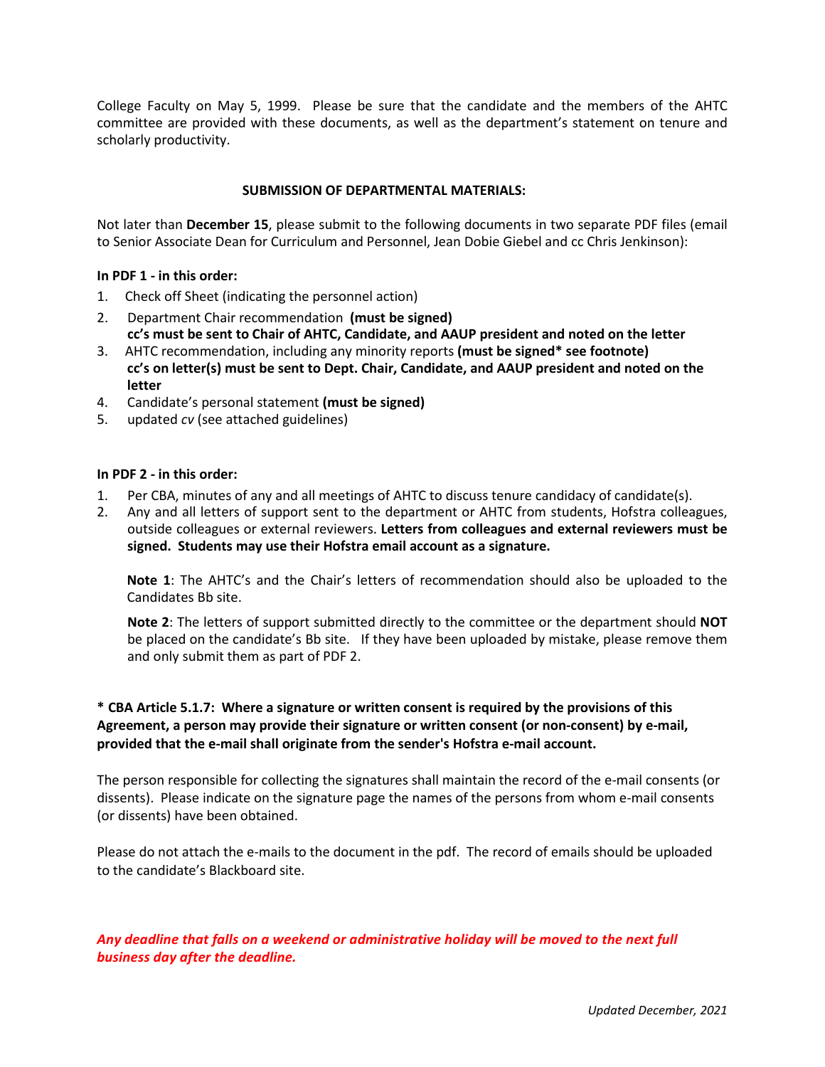College Faculty on May 5, 1999. Please be sure that the candidate and the members of the AHTC committee are provided with these documents, as well as the department's statement on tenure and scholarly productivity.

**SUBMISSION OF DEPARTMENTAL MATERIALS:**

Not later than **December 15**, please submit to the following documents in two separate PDF files (email to Senior Associate Dean for Curriculum and Personnel, Jean Dobie Giebel and cc Chris Jenkinson):

**In PDF 1 - in this order:**

1. Check off Sheet (indicating the personnel action)
2. Department Chair recommendation **(must be signed)**
   **cc's must be sent to Chair of AHTC, Candidate, and AAUP president and noted on the letter**
3. AHTC recommendation, including any minority reports **(must be signed* see footnote)**
   **cc's on letter(s) must be sent to Dept. Chair, Candidate, and AAUP president and noted on the letter**
4. Candidate's personal statement **(must be signed)**
5. updated *cv* (see attached guidelines)

**In PDF 2 - in this order:**

1. Per CBA, minutes of any and all meetings of AHTC to discuss tenure candidacy of candidate(s).
2. Any and all letters of support sent to the department or AHTC from students, Hofstra colleagues, outside colleagues or external reviewers. **Letters from colleagues and external reviewers must be signed. Students may use their Hofstra email account as a signature.**

   **Note 1**: The AHTC's and the Chair's letters of recommendation should also be uploaded to the Candidates Bb site.

   **Note 2**: The letters of support submitted directly to the committee or the department should **NOT** be placed on the candidate's Bb site. If they have been uploaded by mistake, please remove them and only submit them as part of PDF 2.

**\* CBA Article 5.1.7: Where a signature or written consent is required by the provisions of this Agreement, a person may provide their signature or written consent (or non-consent) by e-mail, provided that the e-mail shall originate from the sender's Hofstra e-mail account.**

The person responsible for collecting the signatures shall maintain the record of the e-mail consents (or dissents). Please indicate on the signature page the names of the persons from whom e-mail consents (or dissents) have been obtained.

Please do not attach the e-mails to the document in the pdf. The record of emails should be uploaded to the candidate's Blackboard site.

***Any deadline that falls on a weekend or administrative holiday will be moved to the next full business day after the deadline.***

*Updated December, 2021*